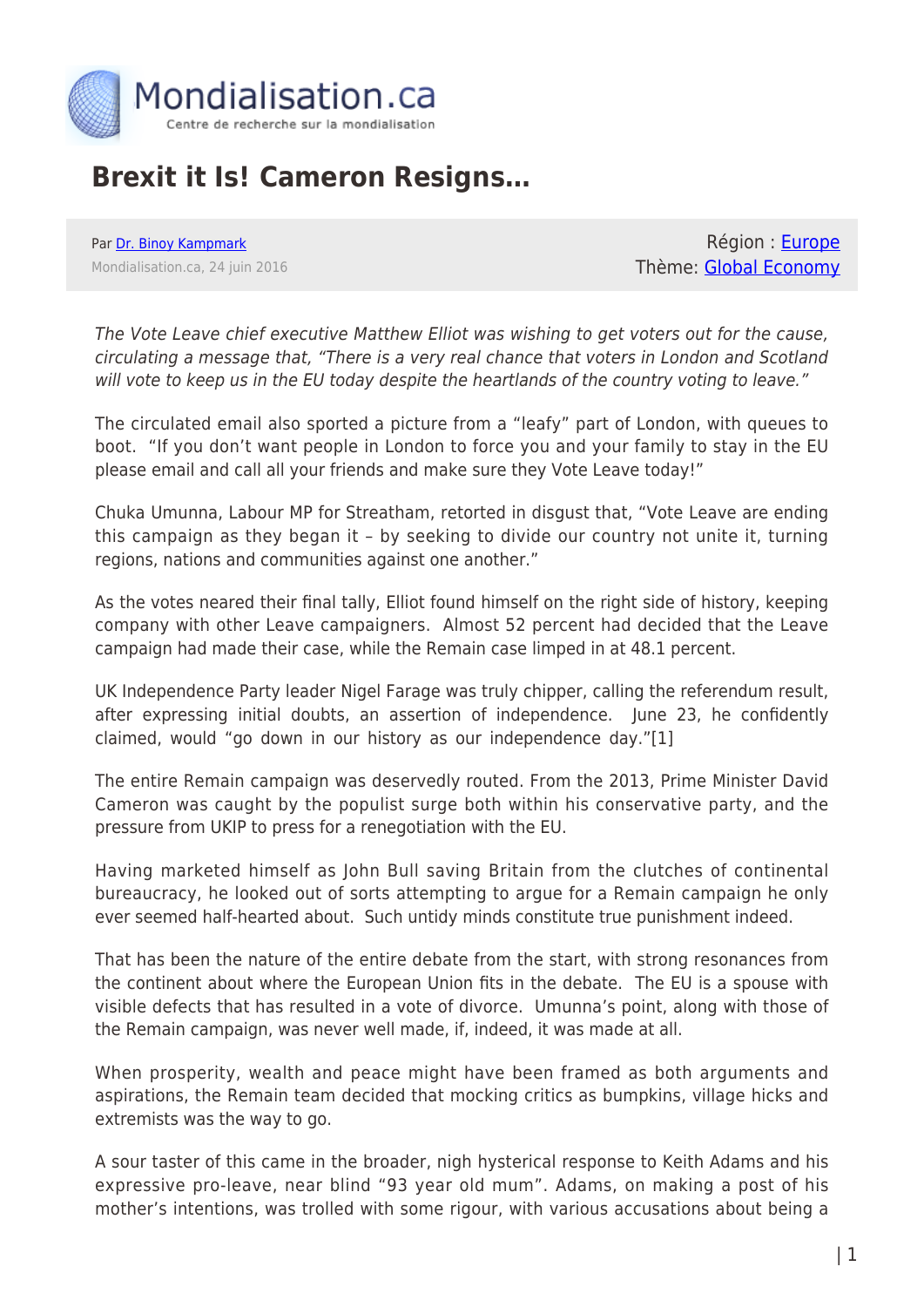# Brexit it Is! Cameron Resigns…

Par Dr. Binoy Kampmark
Mondialisation.ca, 24 juin 2016

Région : Europe
Thème: Global Economy

*The Vote Leave chief executive Matthew Elliot was wishing to get voters out for the cause, circulating a message that, "There is a very real chance that voters in London and Scotland will vote to keep us in the EU today despite the heartlands of the country voting to leave."*

The circulated email also sported a picture from a "leafy" part of London, with queues to boot. "If you don't want people in London to force you and your family to stay in the EU please email and call all your friends and make sure they Vote Leave today!"

Chuka Umunna, Labour MP for Streatham, retorted in disgust that, "Vote Leave are ending this campaign as they began it – by seeking to divide our country not unite it, turning regions, nations and communities against one another."

As the votes neared their final tally, Elliot found himself on the right side of history, keeping company with other Leave campaigners. Almost 52 percent had decided that the Leave campaign had made their case, while the Remain case limped in at 48.1 percent.

UK Independence Party leader Nigel Farage was truly chipper, calling the referendum result, after expressing initial doubts, an assertion of independence. June 23, he confidently claimed, would "go down in our history as our independence day."[1]

The entire Remain campaign was deservedly routed. From the 2013, Prime Minister David Cameron was caught by the populist surge both within his conservative party, and the pressure from UKIP to press for a renegotiation with the EU.

Having marketed himself as John Bull saving Britain from the clutches of continental bureaucracy, he looked out of sorts attempting to argue for a Remain campaign he only ever seemed half-hearted about. Such untidy minds constitute true punishment indeed.

That has been the nature of the entire debate from the start, with strong resonances from the continent about where the European Union fits in the debate. The EU is a spouse with visible defects that has resulted in a vote of divorce. Umunna's point, along with those of the Remain campaign, was never well made, if, indeed, it was made at all.

When prosperity, wealth and peace might have been framed as both arguments and aspirations, the Remain team decided that mocking critics as bumpkins, village hicks and extremists was the way to go.

A sour taster of this came in the broader, nigh hysterical response to Keith Adams and his expressive pro-leave, near blind "93 year old mum". Adams, on making a post of his mother's intentions, was trolled with some rigour, with various accusations about being a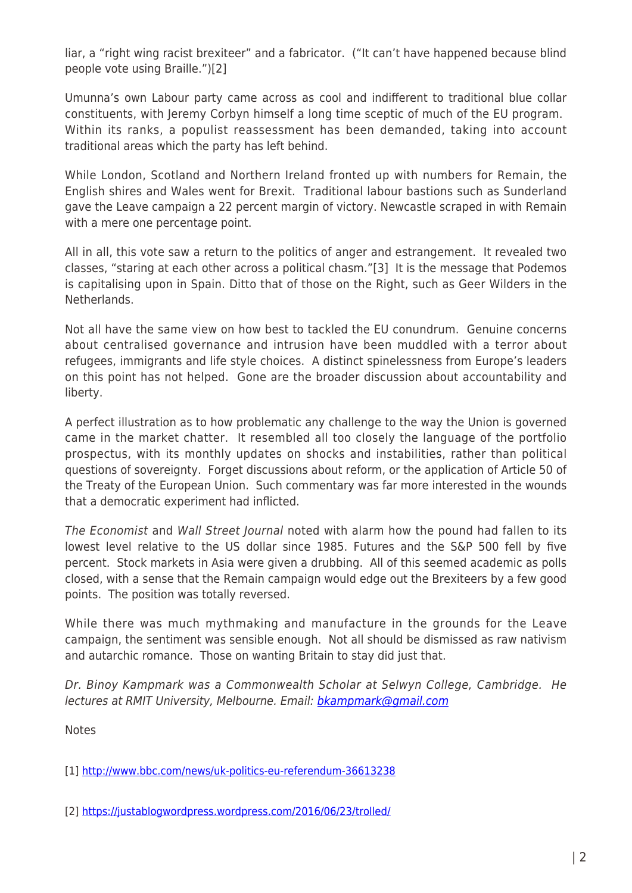liar, a "right wing racist brexiteer" and a fabricator. ("It can't have happened because blind people vote using Braille.")[2]

Umunna's own Labour party came across as cool and indifferent to traditional blue collar constituents, with Jeremy Corbyn himself a long time sceptic of much of the EU program. Within its ranks, a populist reassessment has been demanded, taking into account traditional areas which the party has left behind.

While London, Scotland and Northern Ireland fronted up with numbers for Remain, the English shires and Wales went for Brexit. Traditional labour bastions such as Sunderland gave the Leave campaign a 22 percent margin of victory. Newcastle scraped in with Remain with a mere one percentage point.

All in all, this vote saw a return to the politics of anger and estrangement. It revealed two classes, "staring at each other across a political chasm."[3] It is the message that Podemos is capitalising upon in Spain. Ditto that of those on the Right, such as Geer Wilders in the Netherlands.

Not all have the same view on how best to tackled the EU conundrum. Genuine concerns about centralised governance and intrusion have been muddled with a terror about refugees, immigrants and life style choices. A distinct spinelessness from Europe's leaders on this point has not helped. Gone are the broader discussion about accountability and liberty.

A perfect illustration as to how problematic any challenge to the way the Union is governed came in the market chatter. It resembled all too closely the language of the portfolio prospectus, with its monthly updates on shocks and instabilities, rather than political questions of sovereignty. Forget discussions about reform, or the application of Article 50 of the Treaty of the European Union. Such commentary was far more interested in the wounds that a democratic experiment had inflicted.

*The Economist* and *Wall Street Journal* noted with alarm how the pound had fallen to its lowest level relative to the US dollar since 1985. Futures and the S&P 500 fell by five percent. Stock markets in Asia were given a drubbing. All of this seemed academic as polls closed, with a sense that the Remain campaign would edge out the Brexiteers by a few good points. The position was totally reversed.

While there was much mythmaking and manufacture in the grounds for the Leave campaign, the sentiment was sensible enough. Not all should be dismissed as raw nativism and autarchic romance. Those on wanting Britain to stay did just that.

*Dr. Binoy Kampmark was a Commonwealth Scholar at Selwyn College, Cambridge. He lectures at RMIT University, Melbourne. Email: bkampmark@gmail.com*

Notes

[1] http://www.bbc.com/news/uk-politics-eu-referendum-36613238

[2] https://justablogwordpress.wordpress.com/2016/06/23/trolled/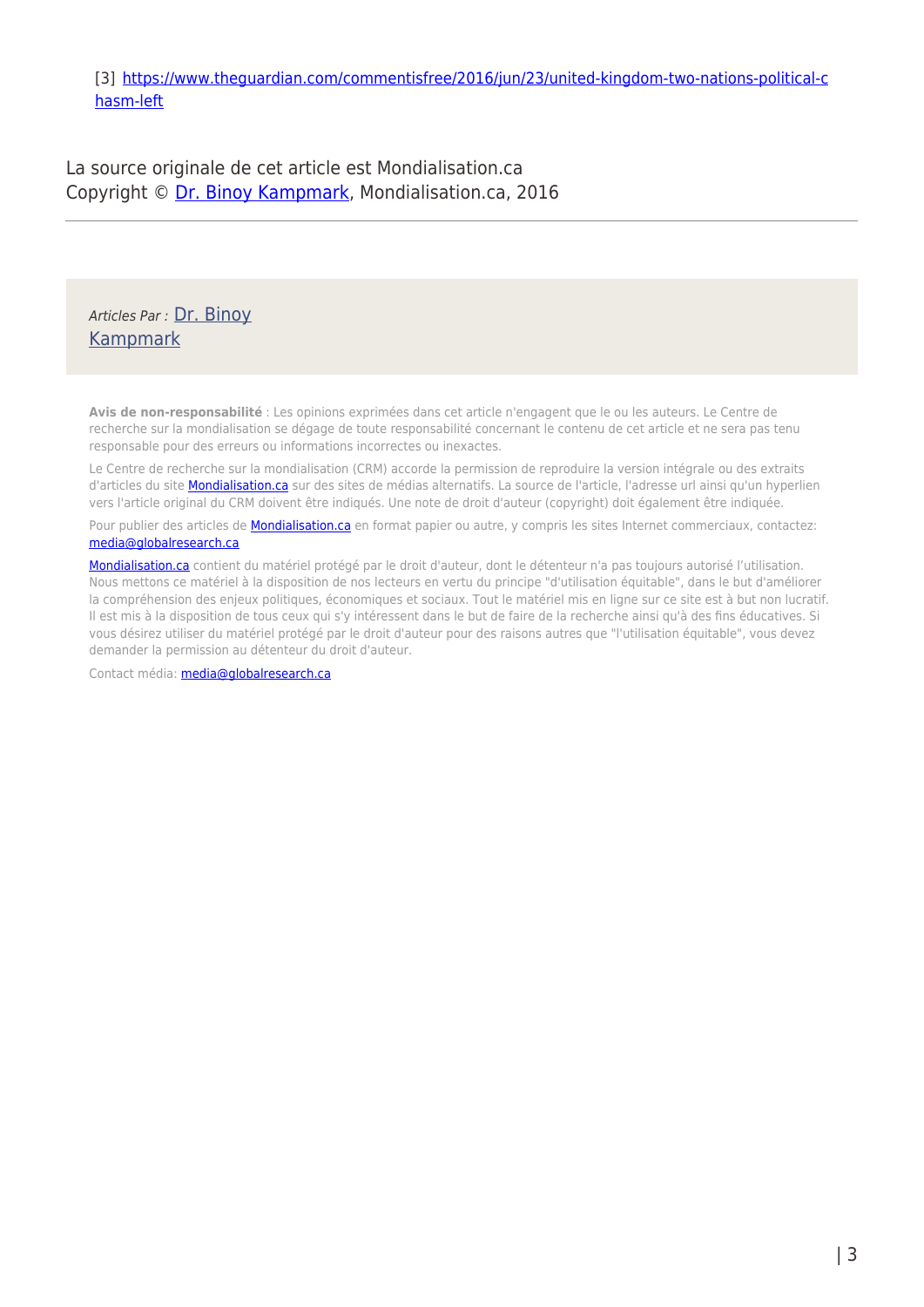[3] https://www.theguardian.com/commentisfree/2016/jun/23/united-kingdom-two-nations-political-chasm-left

La source originale de cet article est Mondialisation.ca
Copyright © Dr. Binoy Kampmark, Mondialisation.ca, 2016

---

*Articles Par :* Dr. Binoy Kampmark

**Avis de non-responsabilité** : Les opinions exprimées dans cet article n'engagent que le ou les auteurs. Le Centre de recherche sur la mondialisation se dégage de toute responsabilité concernant le contenu de cet article et ne sera pas tenu responsable pour des erreurs ou informations incorrectes ou inexactes.

Le Centre de recherche sur la mondialisation (CRM) accorde la permission de reproduire la version intégrale ou des extraits d'articles du site Mondialisation.ca sur des sites de médias alternatifs. La source de l'article, l'adresse url ainsi qu'un hyperlien vers l'article original du CRM doivent être indiqués. Une note de droit d'auteur (copyright) doit également être indiquée.

Pour publier des articles de Mondialisation.ca en format papier ou autre, y compris les sites Internet commerciaux, contactez: media@globalresearch.ca

Mondialisation.ca contient du matériel protégé par le droit d'auteur, dont le détenteur n'a pas toujours autorisé l'utilisation. Nous mettons ce matériel à la disposition de nos lecteurs en vertu du principe "d'utilisation équitable", dans le but d'améliorer la compréhension des enjeux politiques, économiques et sociaux. Tout le matériel mis en ligne sur ce site est à but non lucratif. Il est mis à la disposition de tous ceux qui s'y intéressent dans le but de faire de la recherche ainsi qu'à des fins éducatives. Si vous désirez utiliser du matériel protégé par le droit d'auteur pour des raisons autres que "l'utilisation équitable", vous devez demander la permission au détenteur du droit d'auteur.

Contact média: media@globalresearch.ca